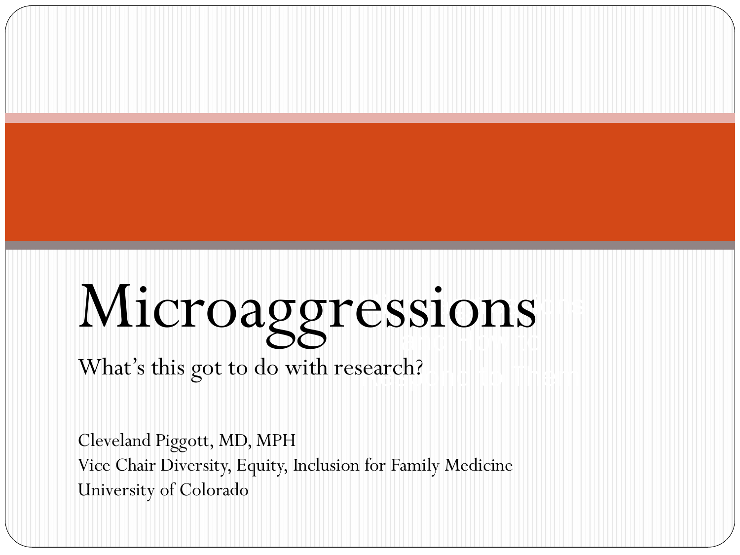# Microaggressions

## What's this got to do with research?

Cleveland Piggott, MD, MPH
Vice Chair Diversity, Equity, Inclusion for Family Medicine
University of Colorado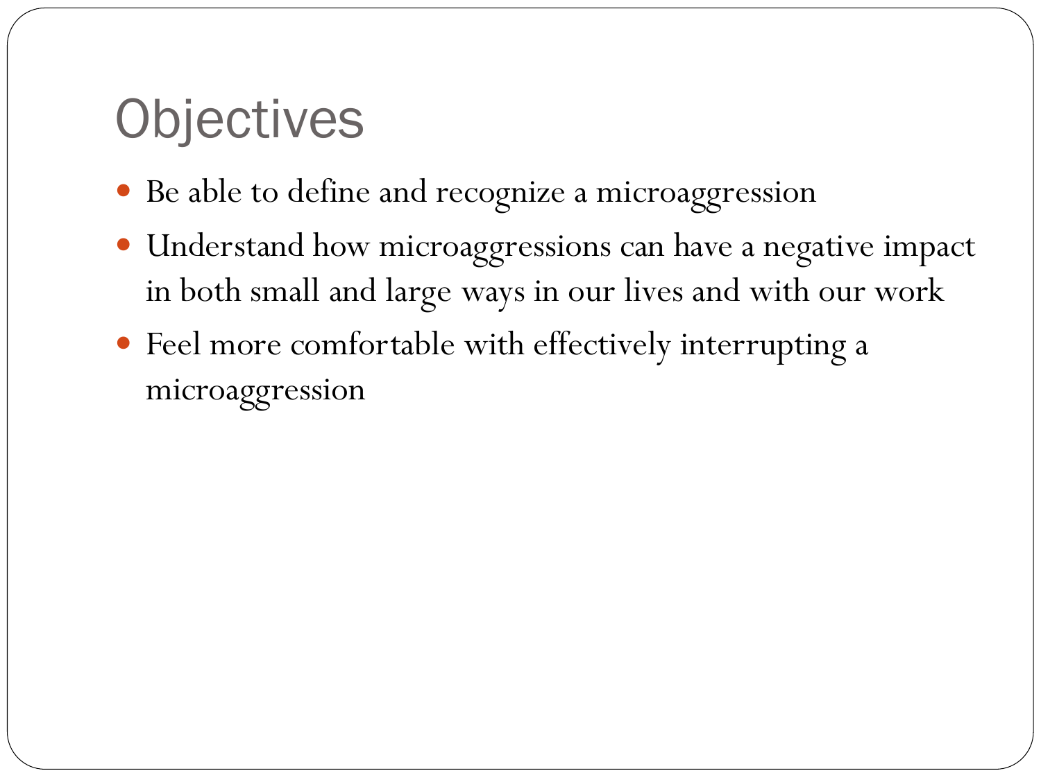# Objectives

- Be able to define and recognize a microaggression
- Understand how microaggressions can have a negative impact in both small and large ways in our lives and with our work
- Feel more comfortable with effectively interrupting a microaggression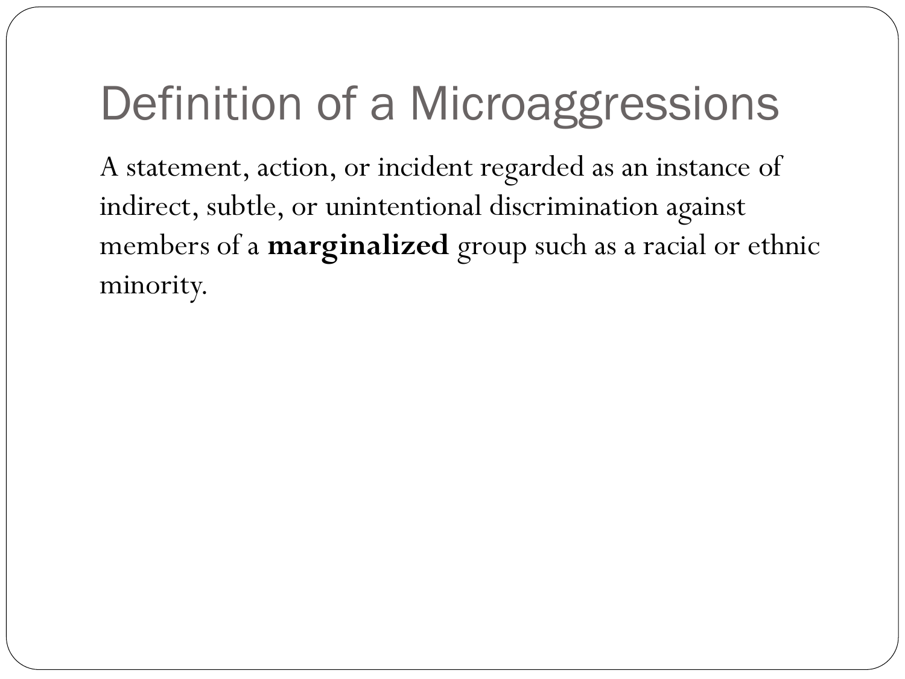# Definition of a Microaggressions

A statement, action, or incident regarded as an instance of indirect, subtle, or unintentional discrimination against members of a **marginalized** group such as a racial or ethnic minority.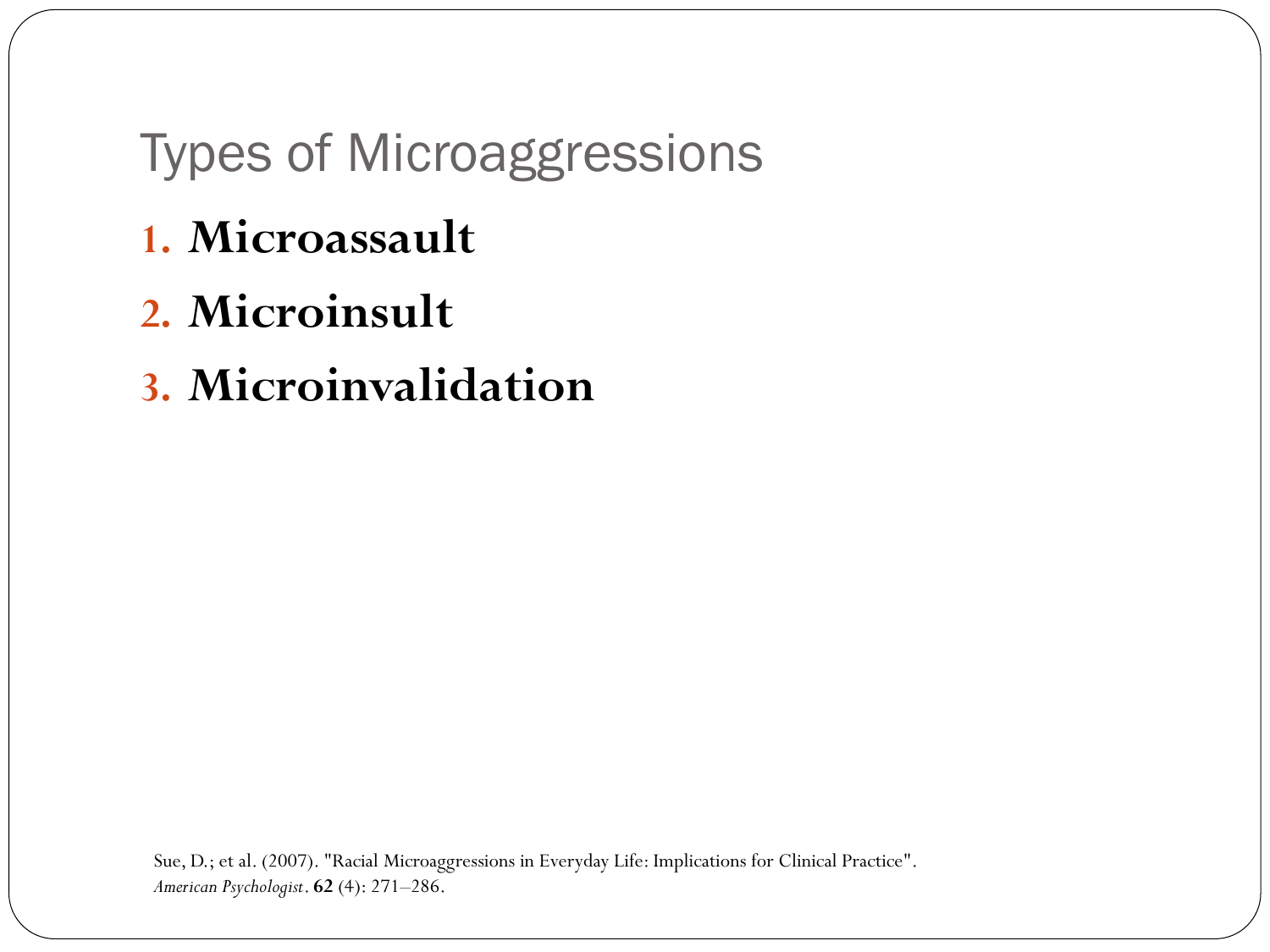# Types of Microaggressions

1. **Microassault**
2. **Microinsult**
3. **Microinvalidation**

Sue, D.; et al. (2007). "Racial Microaggressions in Everyday Life: Implications for Clinical Practice". *American Psychologist*. **62** (4): 271–286.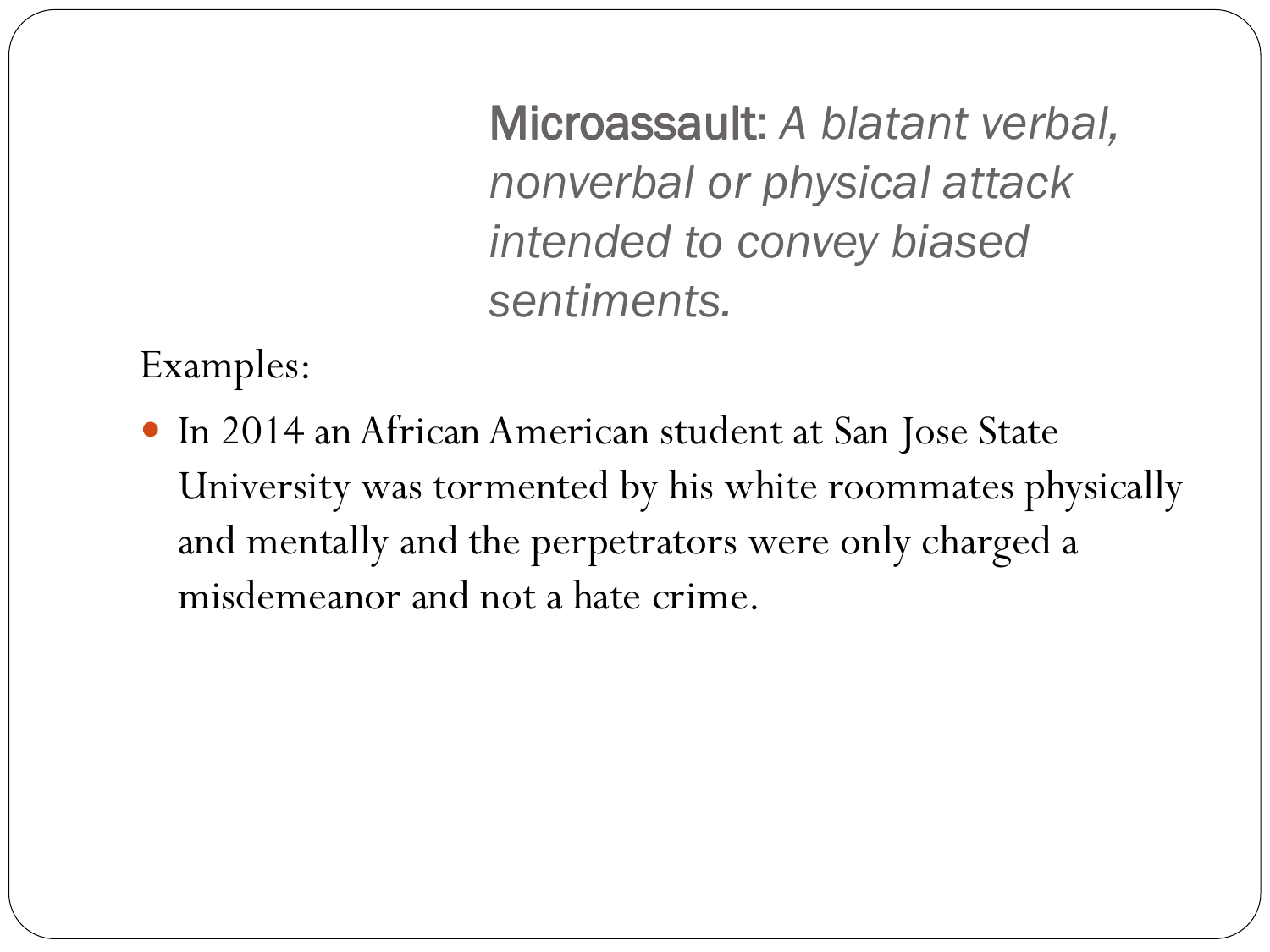## Microassault: *A blatant verbal, nonverbal or physical attack intended to convey biased sentiments.*

Examples:

- In 2014 an African American student at San Jose State University was tormented by his white roommates physically and mentally and the perpetrators were only charged a misdemeanor and not a hate crime.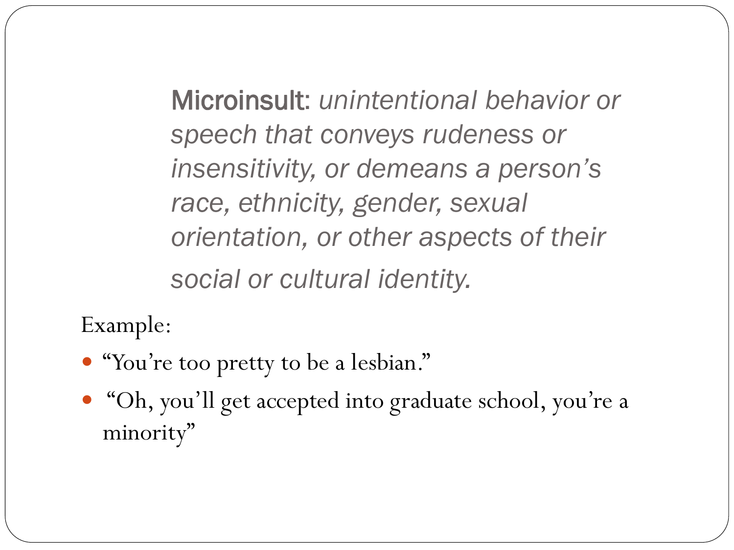**Microinsult**: *unintentional behavior or speech that conveys rudeness or insensitivity, or demeans a person's race, ethnicity, gender, sexual orientation, or other aspects of their social or cultural identity.*

Example:

- "You're too pretty to be a lesbian."
- "Oh, you'll get accepted into graduate school, you're a minority"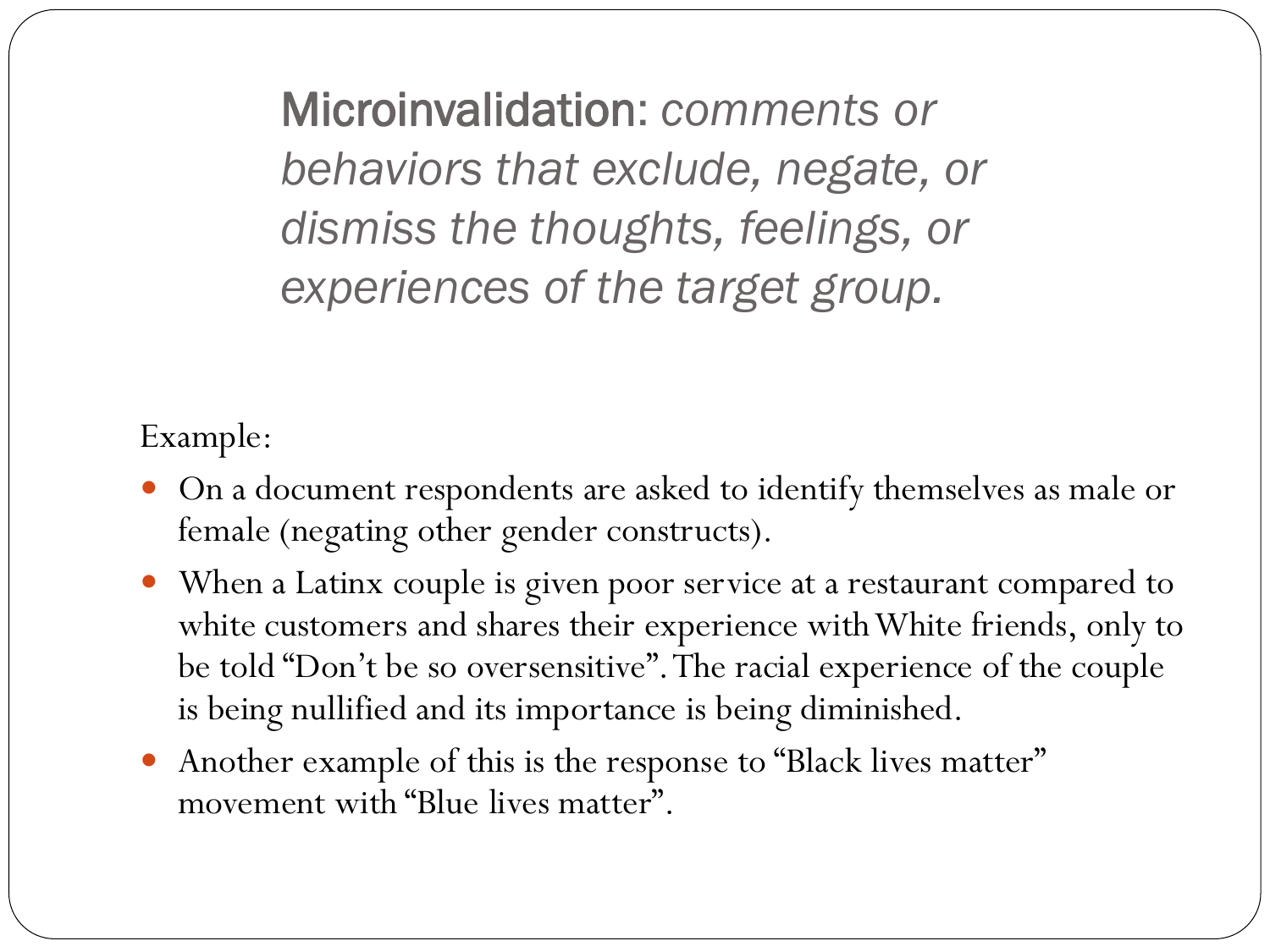**Microinvalidation:** *comments or behaviors that exclude, negate, or dismiss the thoughts, feelings, or experiences of the target group.*

Example:

- On a document respondents are asked to identify themselves as male or female (negating other gender constructs).
- When a Latinx couple is given poor service at a restaurant compared to white customers and shares their experience with White friends, only to be told "Don't be so oversensitive". The racial experience of the couple is being nullified and its importance is being diminished.
- Another example of this is the response to "Black lives matter" movement with "Blue lives matter".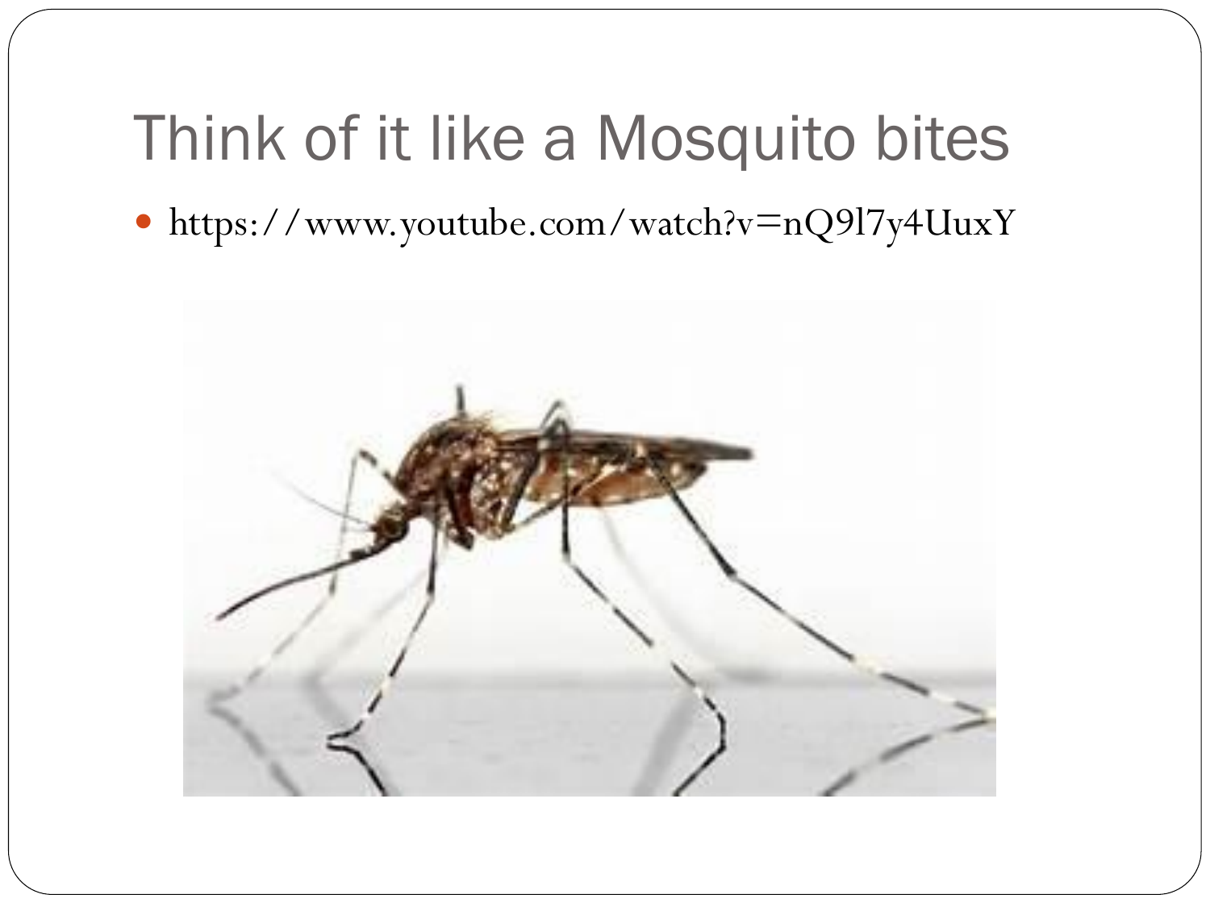# Think of it like a Mosquito bites

- https://www.youtube.com/watch?v=nQ9l7y4UuxY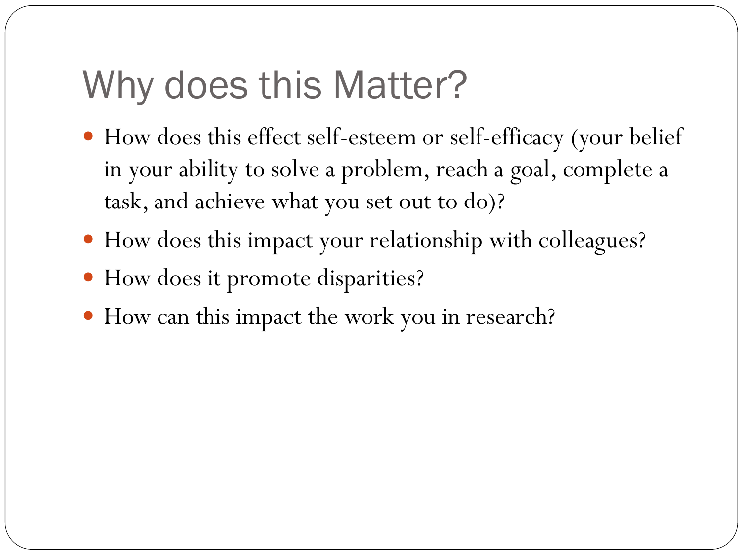# Why does this Matter?

- How does this effect self-esteem or self-efficacy (your belief in your ability to solve a problem, reach a goal, complete a task, and achieve what you set out to do)?
- How does this impact your relationship with colleagues?
- How does it promote disparities?
- How can this impact the work you in research?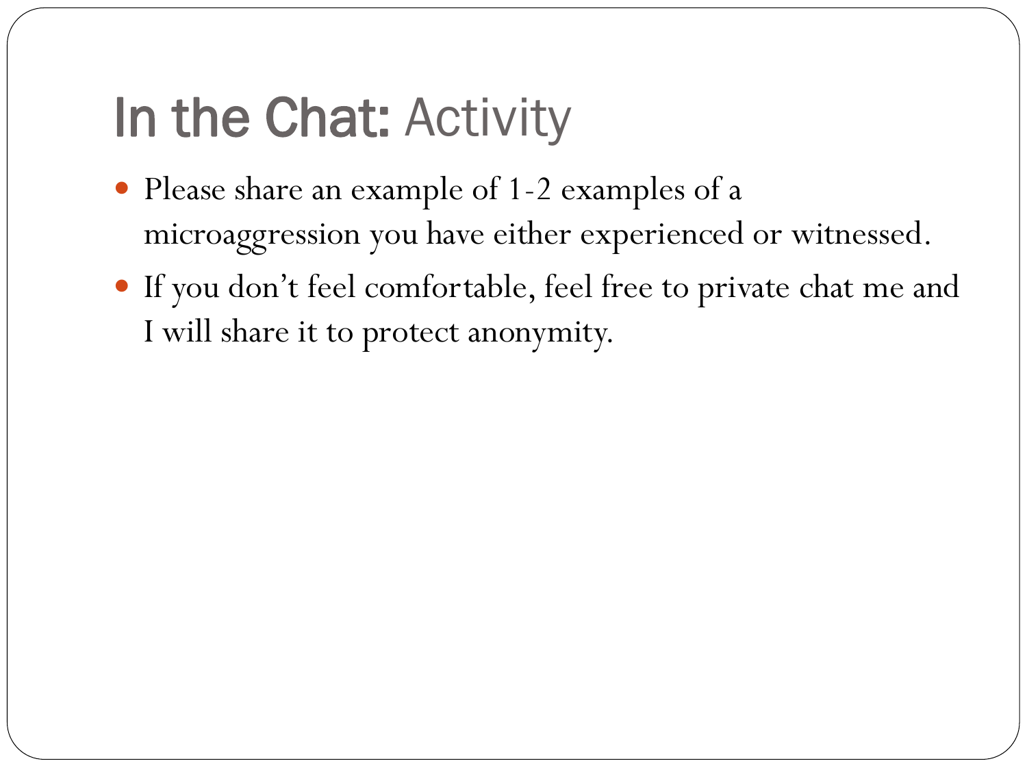# **In the Chat:** Activity

- Please share an example of 1-2 examples of a microaggression you have either experienced or witnessed.
- If you don't feel comfortable, feel free to private chat me and I will share it to protect anonymity.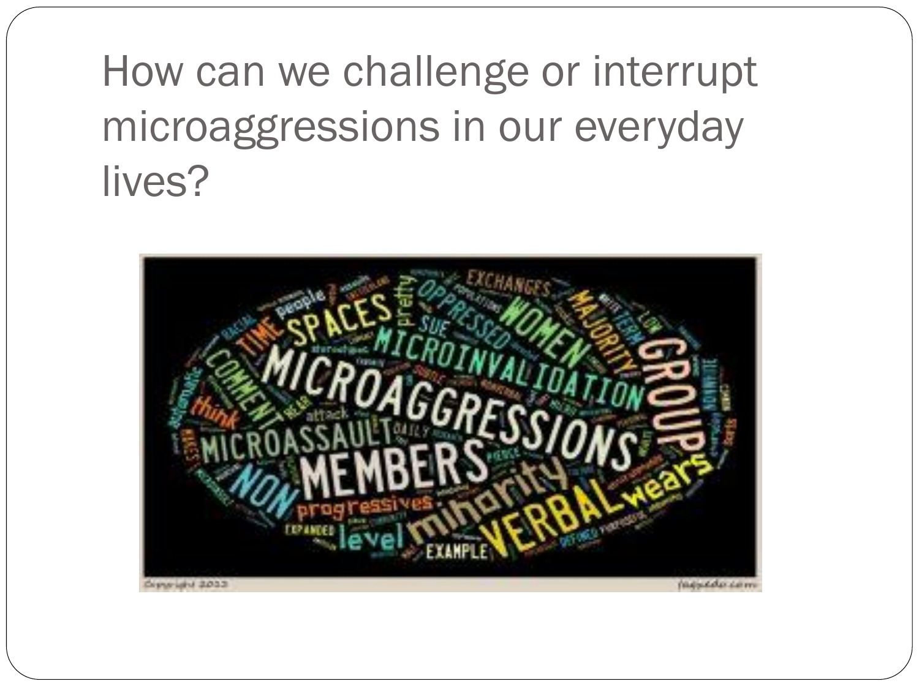# How can we challenge or interrupt microaggressions in our everyday lives?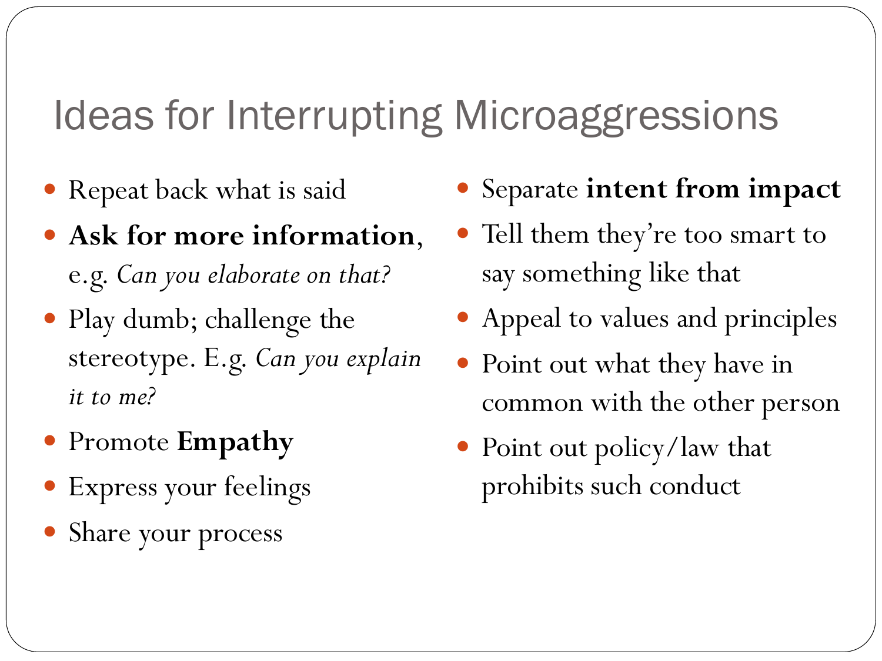# Ideas for Interrupting Microaggressions

- Repeat back what is said
- **Ask for more information**, e.g. *Can you elaborate on that?*
- Play dumb; challenge the stereotype. E.g. *Can you explain it to me?*
- Promote **Empathy**
- Express your feelings
- Share your process
- Separate **intent from impact**
- Tell them they're too smart to say something like that
- Appeal to values and principles
- Point out what they have in common with the other person
- Point out policy/law that prohibits such conduct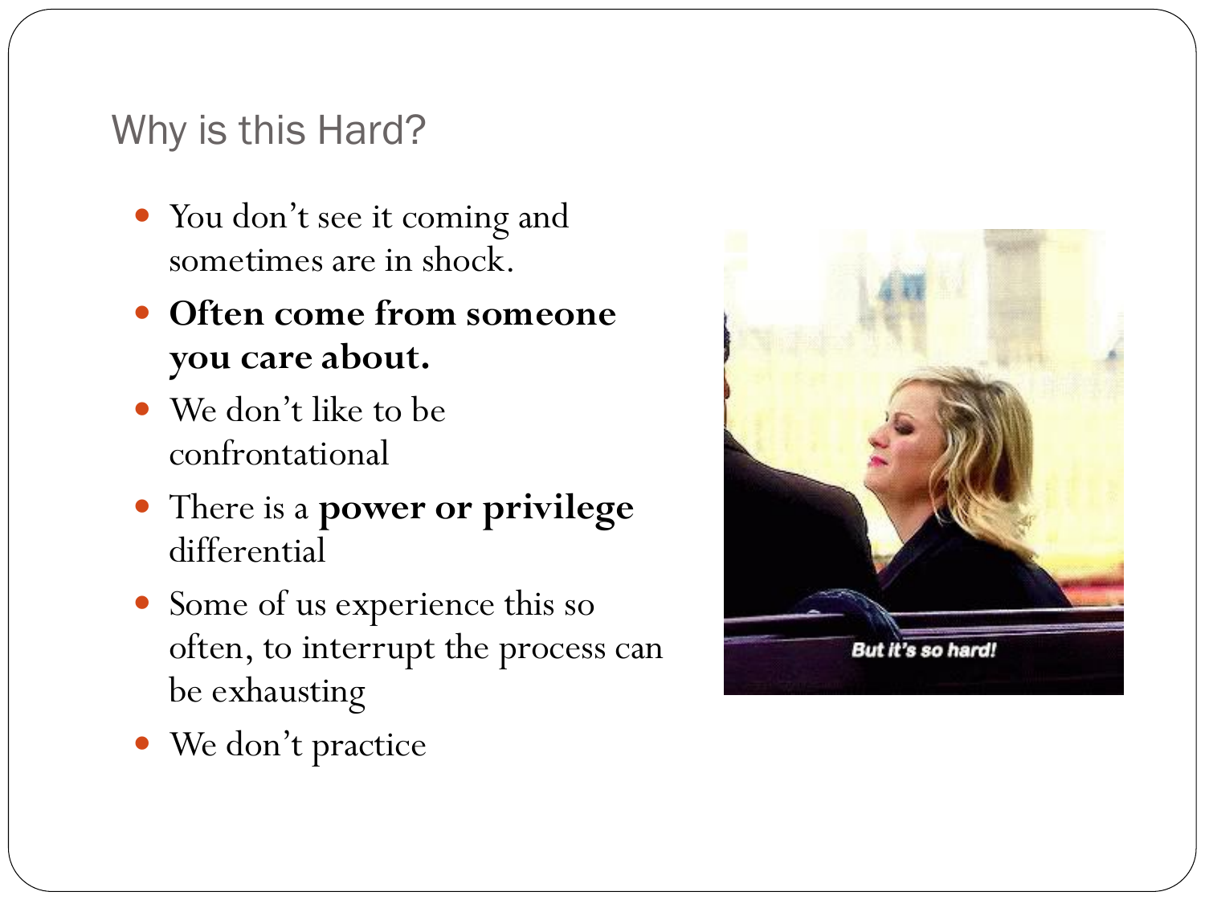## Why is this Hard?

- You don't see it coming and sometimes are in shock.
- **Often come from someone you care about.**
- We don't like to be confrontational
- There is a **power or privilege** differential
- Some of us experience this so often, to interrupt the process can be exhausting
- We don't practice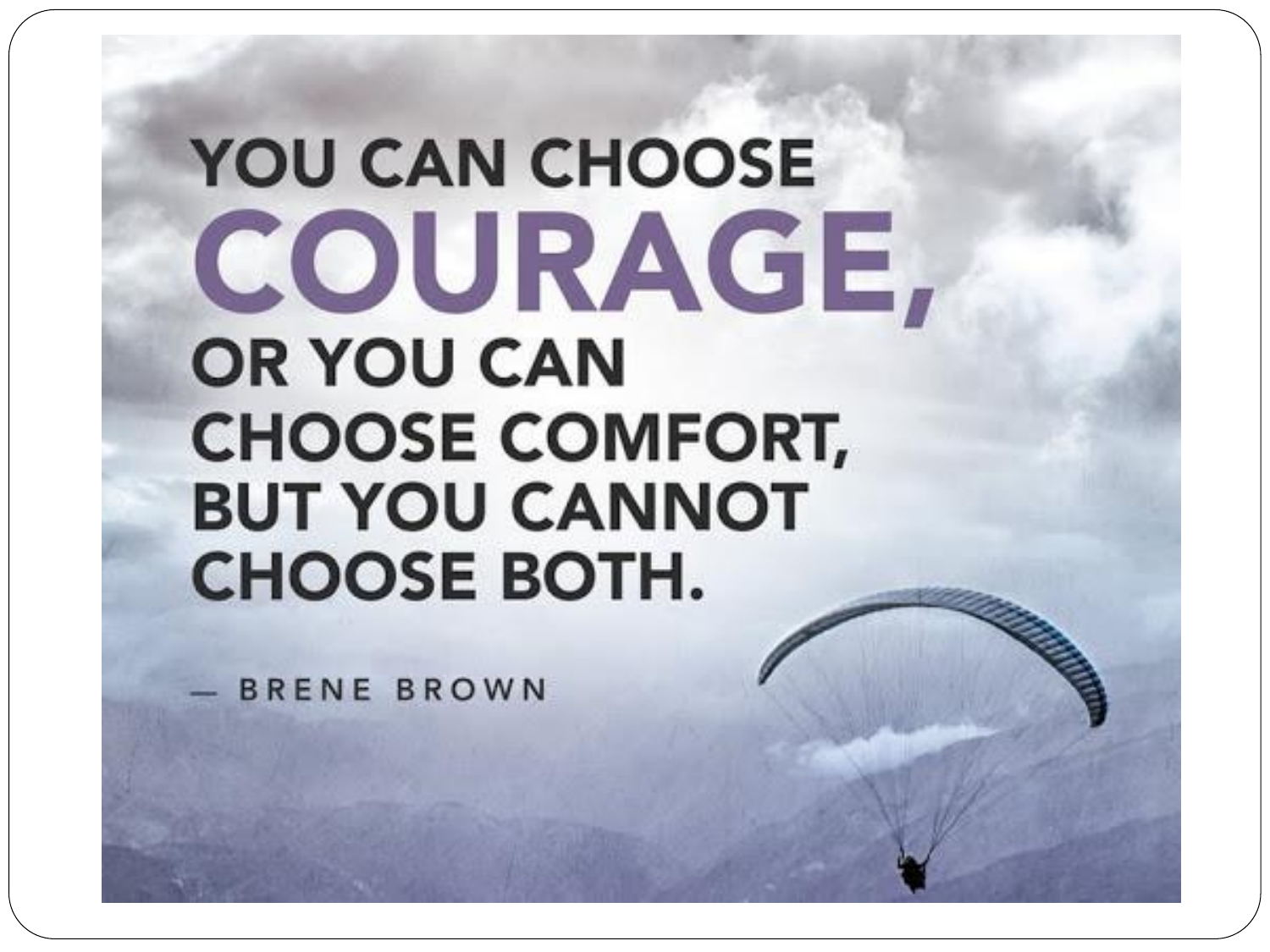YOU CAN CHOOSE **COURAGE,** OR YOU CAN CHOOSE COMFORT, BUT YOU CANNOT CHOOSE BOTH.

— BRENE BROWN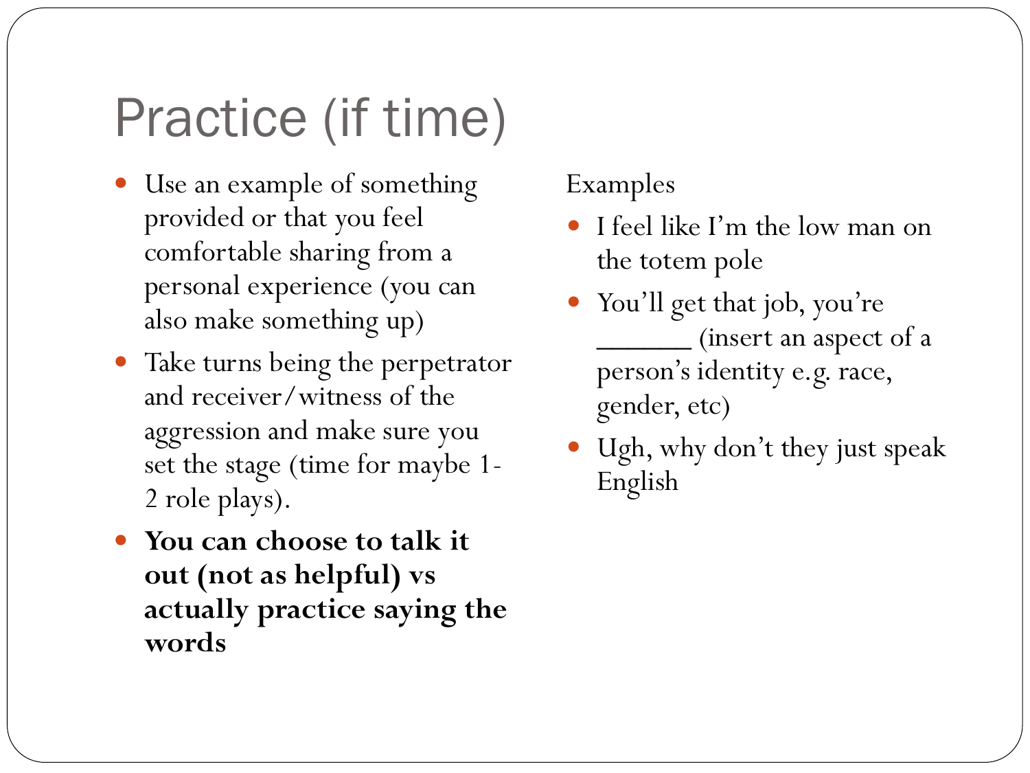# Practice (if time)

- Use an example of something provided or that you feel comfortable sharing from a personal experience (you can also make something up)
- Take turns being the perpetrator and receiver/witness of the aggression and make sure you set the stage (time for maybe 1-2 role plays).
- **You can choose to talk it out (not as helpful) vs actually practice saying the words**

Examples

- I feel like I'm the low man on the totem pole
- You'll get that job, you're ______ (insert an aspect of a person's identity e.g. race, gender, etc)
- Ugh, why don't they just speak English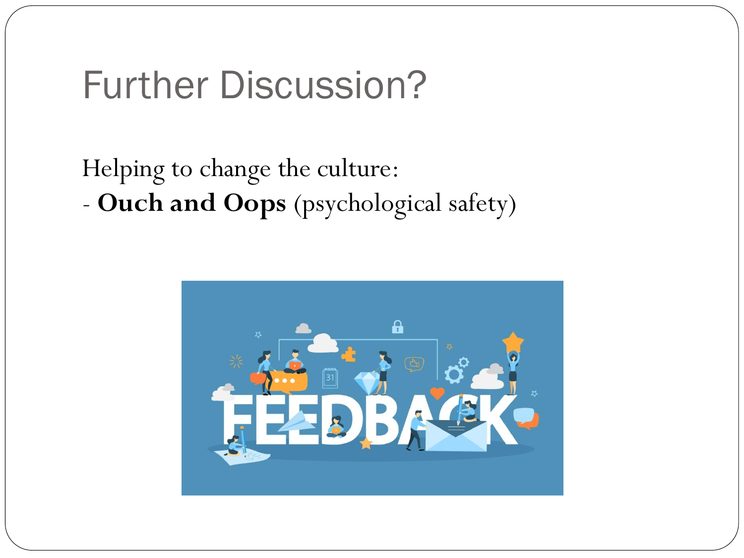# Further Discussion?

Helping to change the culture:
- **Ouch and Oops** (psychological safety)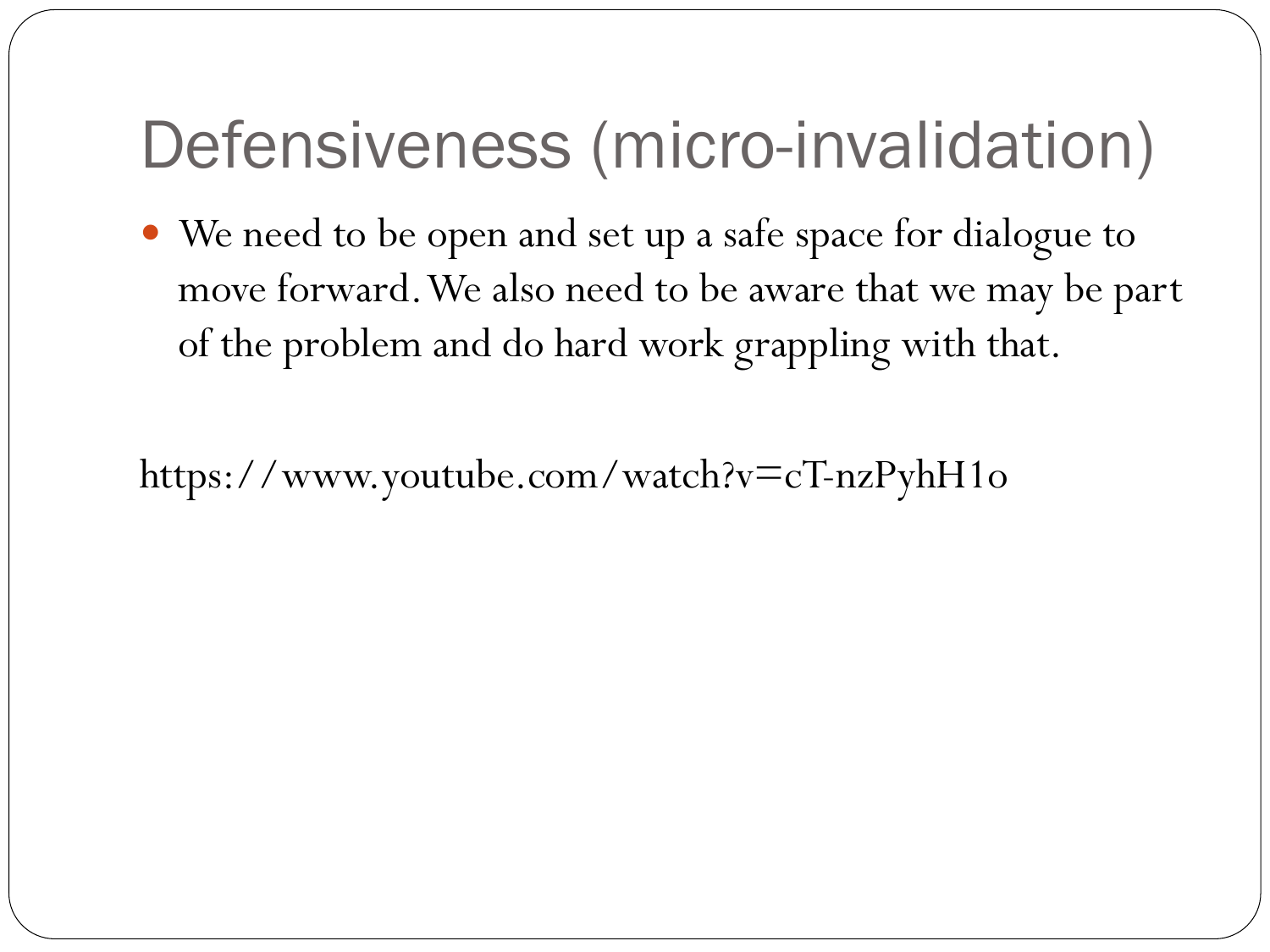# Defensiveness (micro-invalidation)

- We need to be open and set up a safe space for dialogue to move forward. We also need to be aware that we may be part of the problem and do hard work grappling with that.

https://www.youtube.com/watch?v=cT-nzPyhH1o